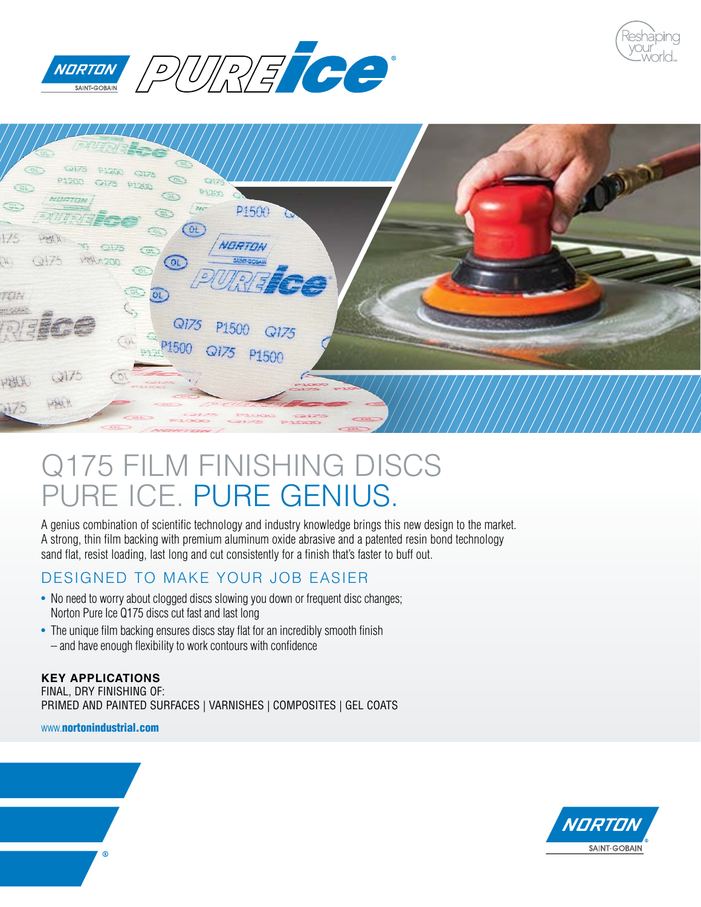# Q175 FILM FINISHING DISCS PURE ICE. PURE GENIUS.

A genius combination of scientific technology and industry knowledge brings this new design to the market. A strong, thin film backing with premium aluminum oxide abrasive and a patented resin bond technology sand flat, resist loading, last long and cut consistently for a finish that's faster to buff out.

## DESIGNED TO MAKE YOUR JOB EASIER

- No need to worry about clogged discs slowing you down or frequent disc changes; Norton Pure Ice Q175 discs cut fast and last long
- The unique film backing ensures discs stay flat for an incredibly smooth finish – and have enough flexibility to work contours with confidence

**KEY APPLICATIONS**

FINAL, DRY FINISHING OF:

PRIMED AND PAINTED SURFACES | VARNISHES | COMPOSITES | GEL COATS

www.**nortonindustrial.com**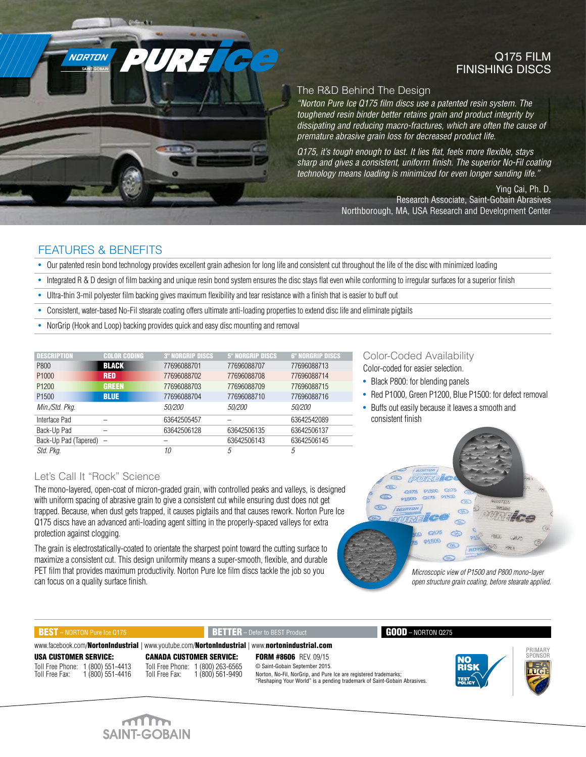# Q175 FILM FINISHING DISCS

## The R&D Behind The Design

*"Norton Pure Ice Q175 film discs use a patented resin system. The toughened resin binder better retains grain and product integrity by dissipating and reducing macro-fractures, which are often the cause of premature abrasive grain loss for decreased product life.*

*Q175, it's tough enough to last. It lies flat, feels more flexible, stays sharp and gives a consistent, uniform finish. The superior No-Fil coating technology means loading is minimized for even longer sanding life."*

Ying Cai, Ph. D.
Research Associate, Saint-Gobain Abrasives
Northborough, MA, USA Research and Development Center

## FEATURES & BENEFITS

- Our patented resin bond technology provides excellent grain adhesion for long life and consistent cut throughout the life of the disc with minimized loading
- Integrated R & D design of film backing and unique resin bond system ensures the disc stays flat even while conforming to irregular surfaces for a superior finish
- Ultra-thin 3-mil polyester film backing gives maximum flexibility and tear resistance with a finish that is easier to buff out
- Consistent, water-based No-Fil stearate coating offers ultimate anti-loading properties to extend disc life and eliminate pigtails
- NorGrip (Hook and Loop) backing provides quick and easy disc mounting and removal

| DESCRIPTION | COLOR CODING | 3" NORGRIP DISCS | 5" NORGRIP DISCS | 6" NORGRIP DISCS |
|---|---|---|---|---|
| P800 | BLACK | 77696088701 | 77696088707 | 77696088713 |
| P1000 | RED | 77696088702 | 77696088708 | 77696088714 |
| P1200 | GREEN | 77696088703 | 77696088709 | 77696088715 |
| P1500 | BLUE | 77696088704 | 77696088710 | 77696088716 |
| *Min./Std. Pkg.* | | *50/200* | *50/200* | *50/200* |
| Interface Pad | – | 63642505457 | – | 63642542089 |
| Back-Up Pad | – | 63642506128 | 63642506135 | 63642506137 |
| Back-Up Pad (Tapered) | – | – | 63642506143 | 63642506145 |
| *Std. Pkg.* | | *10* | *5* | *5* |

## Color-Coded Availability

Color-coded for easier selection.

- Black P800: for blending panels
- Red P1000, Green P1200, Blue P1500: for defect removal
- Buffs out easily because it leaves a smooth and consistent finish

## Let's Call It "Rock" Science

The mono-layered, open-coat of micron-graded grain, with controlled peaks and valleys, is designed with uniform spacing of abrasive grain to give a consistent cut while ensuring dust does not get trapped. Because, when dust gets trapped, it causes pigtails and that causes rework. Norton Pure Ice Q175 discs have an advanced anti-loading agent sitting in the properly-spaced valleys for extra protection against clogging.

The grain is electrostatically-coated to orientate the sharpest point toward the cutting surface to maximize a consistent cut. This design uniformity means a super-smooth, flexible, and durable PET film that provides maximum productivity. Norton Pure Ice film discs tackle the job so you can focus on a quality surface finish.

*Microscopic view of P1500 and P800 mono-layer open structure grain coating, before stearate applied.*

**BEST** – NORTON Pure Ice Q175 | **BETTER** – Defer to BEST Product | **GOOD** – NORTON Q275

www.facebook.com/**NortonIndustrial** | www.youtube.com/**NortonIndustrial** | www.**nortonindustrial.com**

**USA CUSTOMER SERVICE:**
Toll Free Phone: 1 (800) 551-4413
Toll Free Fax: 1 (800) 551-4416

**CANADA CUSTOMER SERVICE:**
Toll Free Phone: 1 (800) 263-6565
Toll Free Fax: 1 (800) 561-9490

**FORM #8606** REV. 09/15
© Saint-Gobain September 2015.
Norton, No-Fil, NorGrip, and Pure Ice are registered trademarks;
"Reshaping Your World" is a pending trademark of Saint-Gobain Abrasives.

NO RISK TEST POLICY

PRIMARY SPONSOR

SAINT-GOBAIN